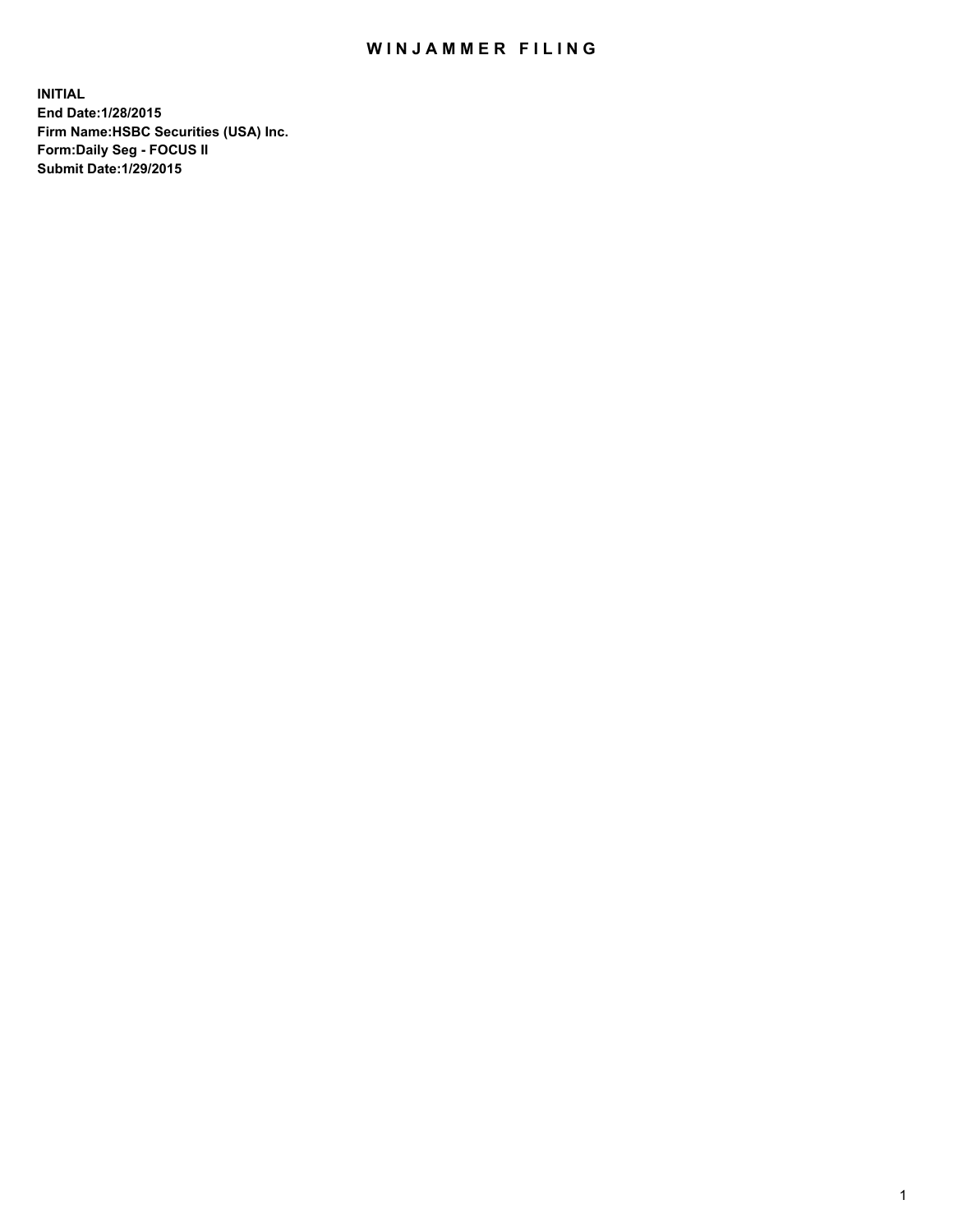# WINJAMMER FILING

**INITIAL**
**End Date:1/28/2015**
**Firm Name:HSBC Securities (USA) Inc.**
**Form:Daily Seg - FOCUS II**
**Submit Date:1/29/2015**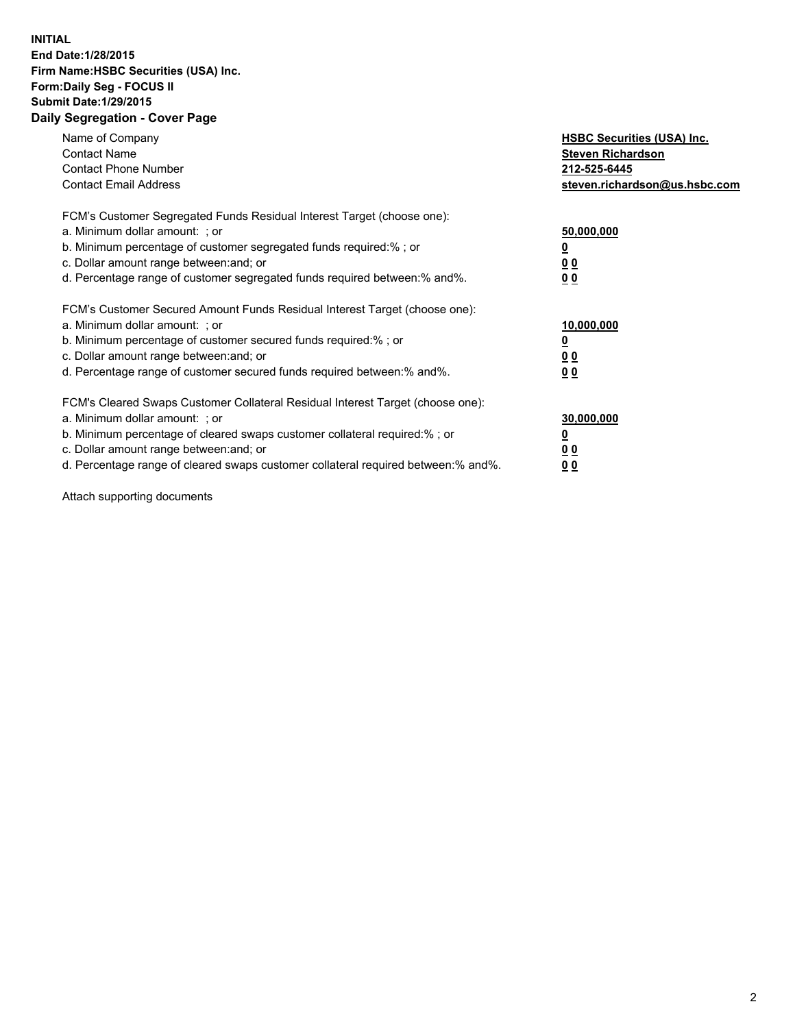**INITIAL**
**End Date:1/28/2015**
**Firm Name:HSBC Securities (USA) Inc.**
**Form:Daily Seg - FOCUS II**
**Submit Date:1/29/2015**

## Daily Segregation - Cover Page

| | |
|---|---|
| Name of Company | **HSBC Securities (USA) Inc.** |
| Contact Name | **Steven Richardson** |
| Contact Phone Number | **212-525-6445** |
| Contact Email Address | **steven.richardson@us.hsbc.com** |

| | |
|---|---|
| FCM's Customer Segregated Funds Residual Interest Target (choose one): | |
| a. Minimum dollar amount: ; or | **50,000,000** |
| b. Minimum percentage of customer segregated funds required:% ; or | **0** |
| c. Dollar amount range between:and; or | **0 0** |
| d. Percentage range of customer segregated funds required between:% and%. | **0 0** |

| | |
|---|---|
| FCM's Customer Secured Amount Funds Residual Interest Target (choose one): | |
| a. Minimum dollar amount: ; or | **10,000,000** |
| b. Minimum percentage of customer secured funds required:% ; or | **0** |
| c. Dollar amount range between:and; or | **0 0** |
| d. Percentage range of customer secured funds required between:% and%. | **0 0** |

| | |
|---|---|
| FCM's Cleared Swaps Customer Collateral Residual Interest Target (choose one): | |
| a. Minimum dollar amount: ; or | **30,000,000** |
| b. Minimum percentage of cleared swaps customer collateral required:% ; or | **0** |
| c. Dollar amount range between:and; or | **0 0** |
| d. Percentage range of cleared swaps customer collateral required between:% and%. | **0 0** |

Attach supporting documents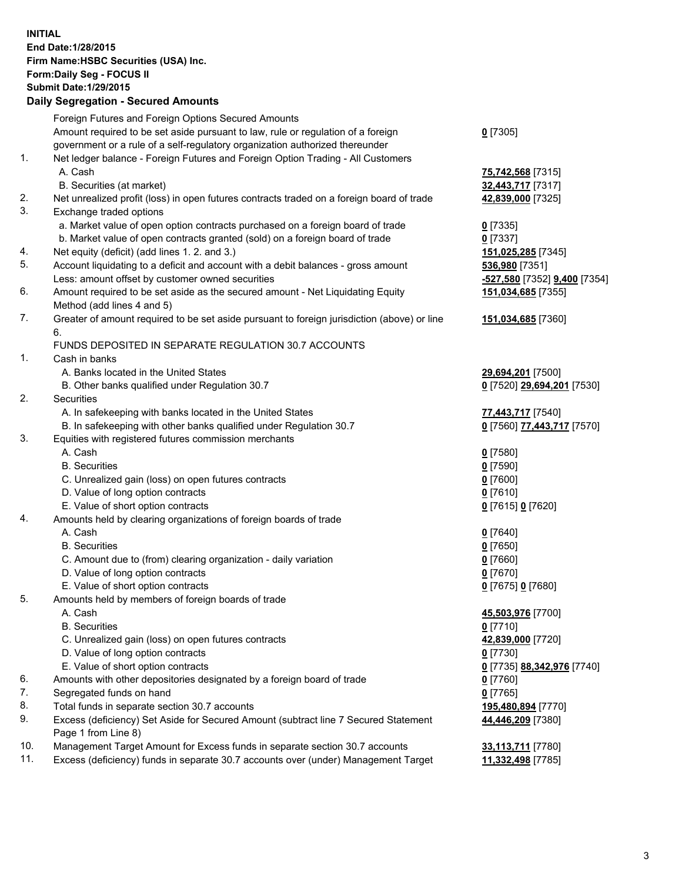**INITIAL**
**End Date:1/28/2015**
**Firm Name:HSBC Securities (USA) Inc.**
**Form:Daily Seg - FOCUS II**
**Submit Date:1/29/2015**

## Daily Segregation - Secured Amounts

| | | |
|---|---|---|
| | Foreign Futures and Foreign Options Secured Amounts | |
| | Amount required to be set aside pursuant to law, rule or regulation of a foreign government or a rule of a self-regulatory organization authorized thereunder | **0** [7305] |
| 1. | Net ledger balance - Foreign Futures and Foreign Option Trading - All Customers | |
| | A. Cash | **75,742,568** [7315] |
| | B. Securities (at market) | **32,443,717** [7317] |
| 2. | Net unrealized profit (loss) in open futures contracts traded on a foreign board of trade | **42,839,000** [7325] |
| 3. | Exchange traded options | |
| | a. Market value of open option contracts purchased on a foreign board of trade | **0** [7335] |
| | b. Market value of open contracts granted (sold) on a foreign board of trade | **0** [7337] |
| 4. | Net equity (deficit) (add lines 1. 2. and 3.) | **151,025,285** [7345] |
| 5. | Account liquidating to a deficit and account with a debit balances - gross amount | **536,980** [7351] |
| | Less: amount offset by customer owned securities | **-527,580** [7352] **9,400** [7354] |
| 6. | Amount required to be set aside as the secured amount - Net Liquidating Equity Method (add lines 4 and 5) | **151,034,685** [7355] |
| 7. | Greater of amount required to be set aside pursuant to foreign jurisdiction (above) or line 6. | **151,034,685** [7360] |
| | FUNDS DEPOSITED IN SEPARATE REGULATION 30.7 ACCOUNTS | |
| 1. | Cash in banks | |
| | A. Banks located in the United States | **29,694,201** [7500] |
| | B. Other banks qualified under Regulation 30.7 | **0** [7520] **29,694,201** [7530] |
| 2. | Securities | |
| | A. In safekeeping with banks located in the United States | **77,443,717** [7540] |
| | B. In safekeeping with other banks qualified under Regulation 30.7 | **0** [7560] **77,443,717** [7570] |
| 3. | Equities with registered futures commission merchants | |
| | A. Cash | **0** [7580] |
| | B. Securities | **0** [7590] |
| | C. Unrealized gain (loss) on open futures contracts | **0** [7600] |
| | D. Value of long option contracts | **0** [7610] |
| | E. Value of short option contracts | **0** [7615] **0** [7620] |
| 4. | Amounts held by clearing organizations of foreign boards of trade | |
| | A. Cash | **0** [7640] |
| | B. Securities | **0** [7650] |
| | C. Amount due to (from) clearing organization - daily variation | **0** [7660] |
| | D. Value of long option contracts | **0** [7670] |
| | E. Value of short option contracts | **0** [7675] **0** [7680] |
| 5. | Amounts held by members of foreign boards of trade | |
| | A. Cash | **45,503,976** [7700] |
| | B. Securities | **0** [7710] |
| | C. Unrealized gain (loss) on open futures contracts | **42,839,000** [7720] |
| | D. Value of long option contracts | **0** [7730] |
| | E. Value of short option contracts | **0** [7735] **88,342,976** [7740] |
| 6. | Amounts with other depositories designated by a foreign board of trade | **0** [7760] |
| 7. | Segregated funds on hand | **0** [7765] |
| 8. | Total funds in separate section 30.7 accounts | **195,480,894** [7770] |
| 9. | Excess (deficiency) Set Aside for Secured Amount (subtract line 7 Secured Statement Page 1 from Line 8) | **44,446,209** [7380] |
| 10. | Management Target Amount for Excess funds in separate section 30.7 accounts | **33,113,711** [7780] |
| 11. | Excess (deficiency) funds in separate 30.7 accounts over (under) Management Target | **11,332,498** [7785] |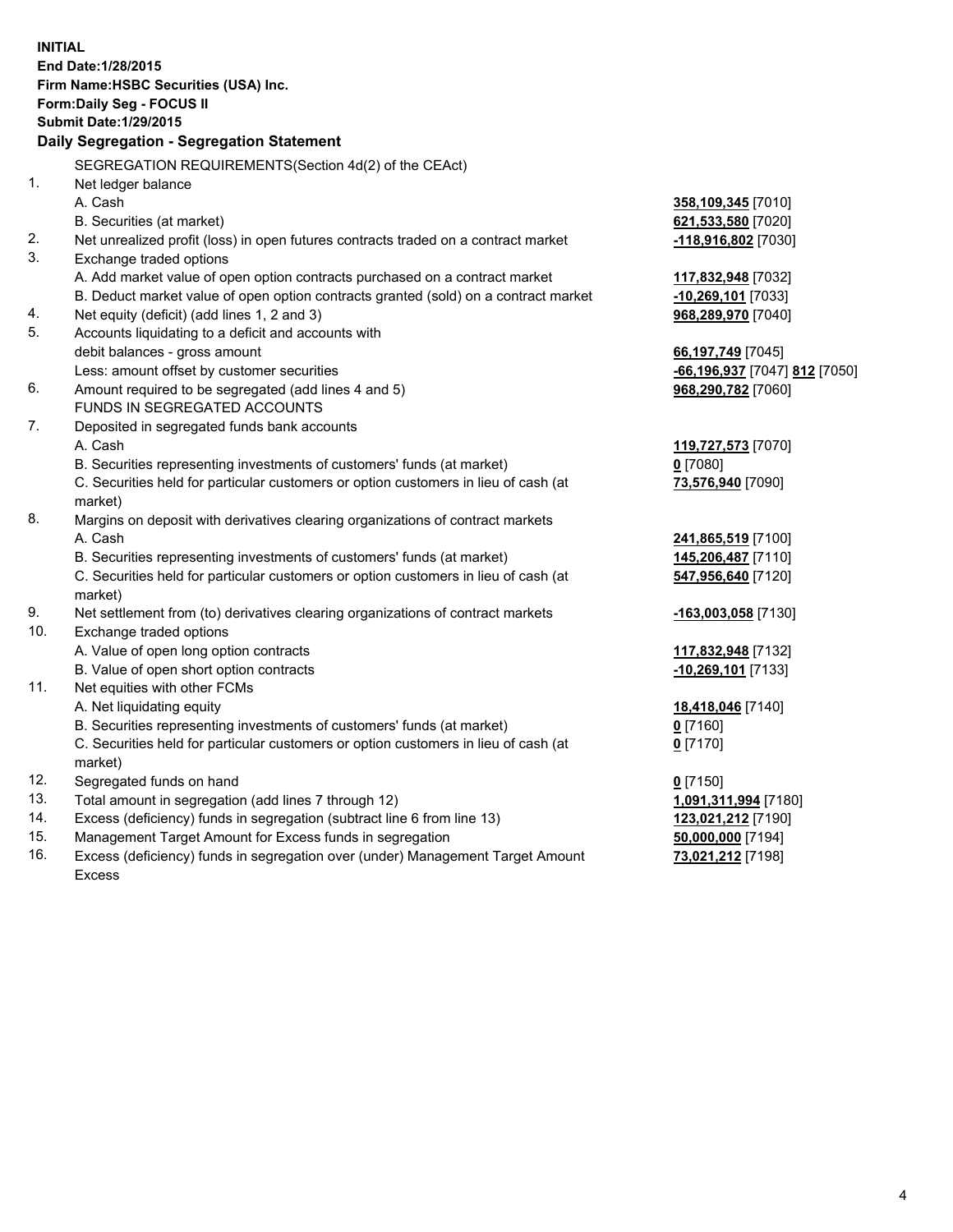**INITIAL**
**End Date:1/28/2015**
**Firm Name:HSBC Securities (USA) Inc.**
**Form:Daily Seg - FOCUS II**
**Submit Date:1/29/2015**

## Daily Segregation - Segregation Statement

| | | |
|---|---|---|
| | SEGREGATION REQUIREMENTS(Section 4d(2) of the CEAct) | |
| 1. | Net ledger balance | |
| | A. Cash | **358,109,345** [7010] |
| | B. Securities (at market) | **621,533,580** [7020] |
| 2. | Net unrealized profit (loss) in open futures contracts traded on a contract market | **-118,916,802** [7030] |
| 3. | Exchange traded options | |
| | A. Add market value of open option contracts purchased on a contract market | **117,832,948** [7032] |
| | B. Deduct market value of open option contracts granted (sold) on a contract market | **-10,269,101** [7033] |
| 4. | Net equity (deficit) (add lines 1, 2 and 3) | **968,289,970** [7040] |
| 5. | Accounts liquidating to a deficit and accounts with debit balances - gross amount | **66,197,749** [7045] |
| | Less: amount offset by customer securities | **-66,196,937** [7047] **812** [7050] |
| 6. | Amount required to be segregated (add lines 4 and 5) | **968,290,782** [7060] |
| | FUNDS IN SEGREGATED ACCOUNTS | |
| 7. | Deposited in segregated funds bank accounts | |
| | A. Cash | **119,727,573** [7070] |
| | B. Securities representing investments of customers' funds (at market) | **0** [7080] |
| | C. Securities held for particular customers or option customers in lieu of cash (at market) | **73,576,940** [7090] |
| 8. | Margins on deposit with derivatives clearing organizations of contract markets | |
| | A. Cash | **241,865,519** [7100] |
| | B. Securities representing investments of customers' funds (at market) | **145,206,487** [7110] |
| | C. Securities held for particular customers or option customers in lieu of cash (at market) | **547,956,640** [7120] |
| 9. | Net settlement from (to) derivatives clearing organizations of contract markets | **-163,003,058** [7130] |
| 10. | Exchange traded options | |
| | A. Value of open long option contracts | **117,832,948** [7132] |
| | B. Value of open short option contracts | **-10,269,101** [7133] |
| 11. | Net equities with other FCMs | |
| | A. Net liquidating equity | **18,418,046** [7140] |
| | B. Securities representing investments of customers' funds (at market) | **0** [7160] |
| | C. Securities held for particular customers or option customers in lieu of cash (at market) | **0** [7170] |
| 12. | Segregated funds on hand | **0** [7150] |
| 13. | Total amount in segregation (add lines 7 through 12) | **1,091,311,994** [7180] |
| 14. | Excess (deficiency) funds in segregation (subtract line 6 from line 13) | **123,021,212** [7190] |
| 15. | Management Target Amount for Excess funds in segregation | **50,000,000** [7194] |
| 16. | Excess (deficiency) funds in segregation over (under) Management Target Amount Excess | **73,021,212** [7198] |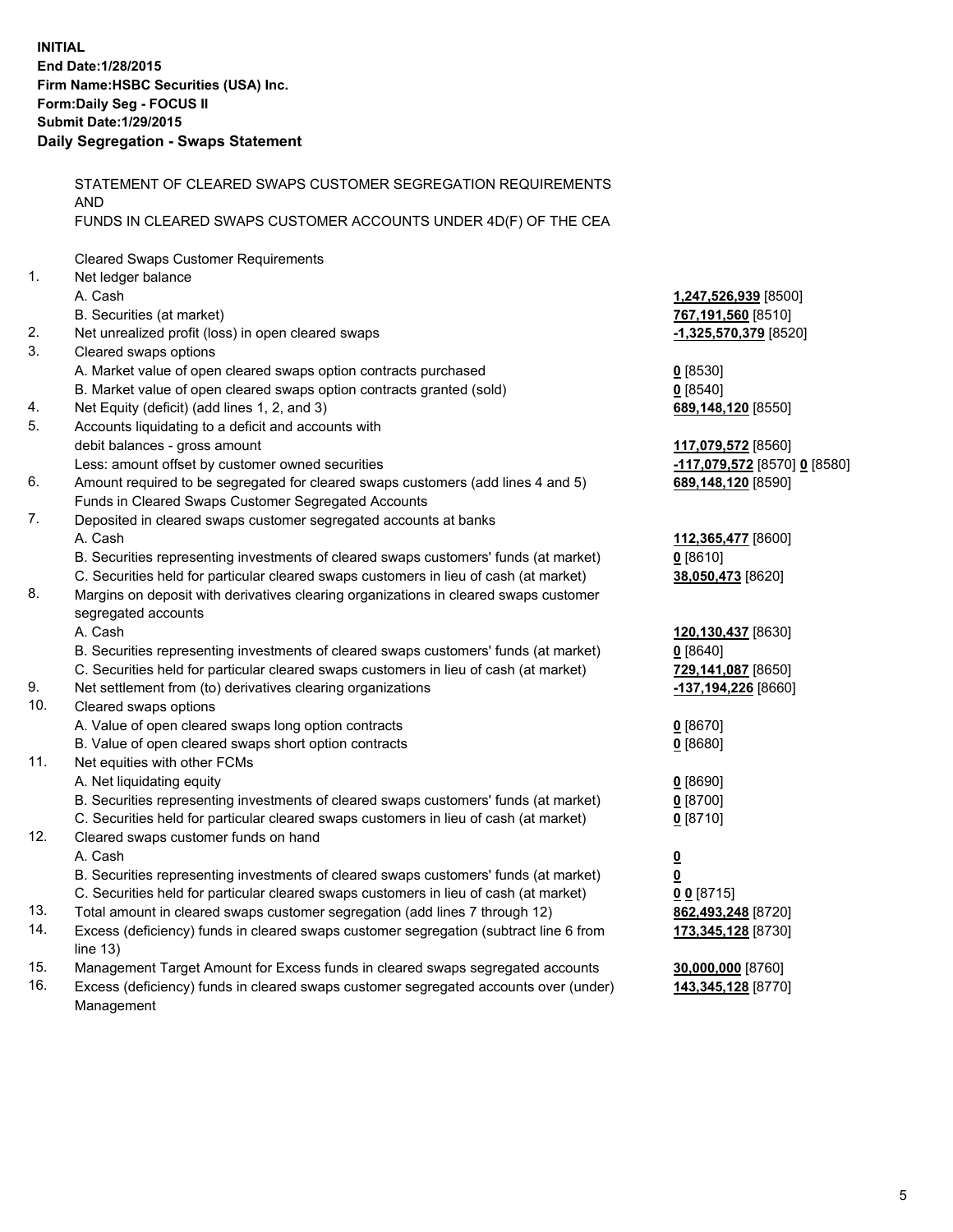**INITIAL**
**End Date:1/28/2015**
**Firm Name:HSBC Securities (USA) Inc.**
**Form:Daily Seg - FOCUS II**
**Submit Date:1/29/2015**
**Daily Segregation - Swaps Statement**

STATEMENT OF CLEARED SWAPS CUSTOMER SEGREGATION REQUIREMENTS AND FUNDS IN CLEARED SWAPS CUSTOMER ACCOUNTS UNDER 4D(F) OF THE CEA

| | | |
|---|---|---|
| | Cleared Swaps Customer Requirements | |
| 1. | Net ledger balance | |
| | A. Cash | **1,247,526,939** [8500] |
| | B. Securities (at market) | **767,191,560** [8510] |
| 2. | Net unrealized profit (loss) in open cleared swaps | **-1,325,570,379** [8520] |
| 3. | Cleared swaps options | |
| | A. Market value of open cleared swaps option contracts purchased | **0** [8530] |
| | B. Market value of open cleared swaps option contracts granted (sold) | **0** [8540] |
| 4. | Net Equity (deficit) (add lines 1, 2, and 3) | **689,148,120** [8550] |
| 5. | Accounts liquidating to a deficit and accounts with debit balances - gross amount | **117,079,572** [8560] |
| | Less: amount offset by customer owned securities | **-117,079,572** [8570] **0** [8580] |
| 6. | Amount required to be segregated for cleared swaps customers (add lines 4 and 5) | **689,148,120** [8590] |
| | Funds in Cleared Swaps Customer Segregated Accounts | |
| 7. | Deposited in cleared swaps customer segregated accounts at banks | |
| | A. Cash | **112,365,477** [8600] |
| | B. Securities representing investments of cleared swaps customers' funds (at market) | **0** [8610] |
| | C. Securities held for particular cleared swaps customers in lieu of cash (at market) | **38,050,473** [8620] |
| 8. | Margins on deposit with derivatives clearing organizations in cleared swaps customer segregated accounts | |
| | A. Cash | **120,130,437** [8630] |
| | B. Securities representing investments of cleared swaps customers' funds (at market) | **0** [8640] |
| | C. Securities held for particular cleared swaps customers in lieu of cash (at market) | **729,141,087** [8650] |
| 9. | Net settlement from (to) derivatives clearing organizations | **-137,194,226** [8660] |
| 10. | Cleared swaps options | |
| | A. Value of open cleared swaps long option contracts | **0** [8670] |
| | B. Value of open cleared swaps short option contracts | **0** [8680] |
| 11. | Net equities with other FCMs | |
| | A. Net liquidating equity | **0** [8690] |
| | B. Securities representing investments of cleared swaps customers' funds (at market) | **0** [8700] |
| | C. Securities held for particular cleared swaps customers in lieu of cash (at market) | **0** [8710] |
| 12. | Cleared swaps customer funds on hand | |
| | A. Cash | **0** |
| | B. Securities representing investments of cleared swaps customers' funds (at market) | **0** |
| | C. Securities held for particular cleared swaps customers in lieu of cash (at market) | **0** **0** [8715] |
| 13. | Total amount in cleared swaps customer segregation (add lines 7 through 12) | **862,493,248** [8720] |
| 14. | Excess (deficiency) funds in cleared swaps customer segregation (subtract line 6 from line 13) | **173,345,128** [8730] |
| 15. | Management Target Amount for Excess funds in cleared swaps segregated accounts | **30,000,000** [8760] |
| 16. | Excess (deficiency) funds in cleared swaps customer segregated accounts over (under) Management | **143,345,128** [8770] |